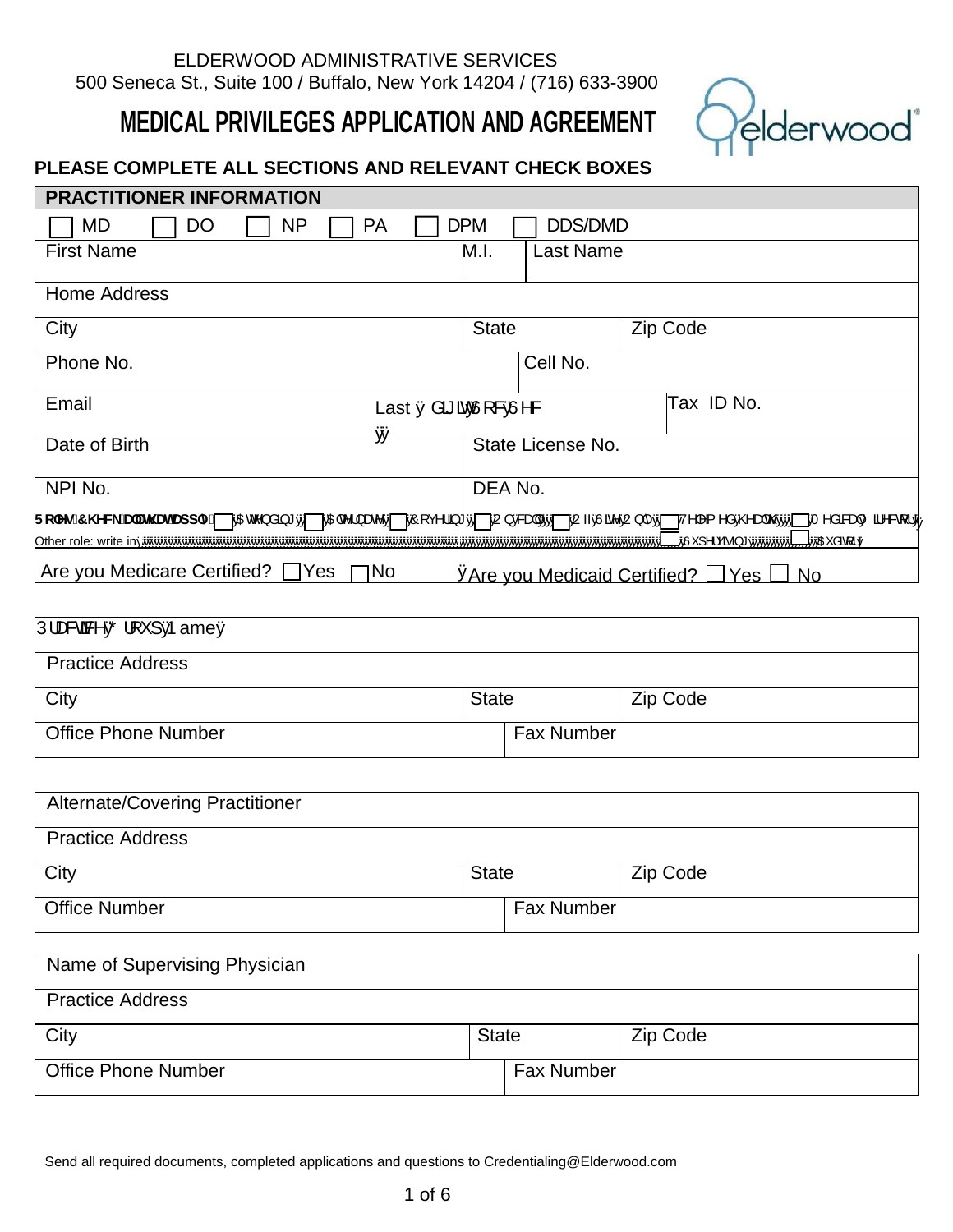ELDERWOOD ADMINISTRATIVE SERVICES
500 Seneca St., Suite 100 / Buffalo, New York 14204 / (716) 633-3900

# MEDICAL PRIVILEGES APPLICATION AND AGREEMENT

**PLEASE COMPLETE ALL SECTIONS AND RELEVANT CHECK BOXES**

| **PRACTITIONER INFORMATION** | | | |
|---|---|---|---|
| ☐ MD ☐ DO ☐ NP ☐ PA ☐ DPM ☐ DDS/DMD | | | |
| First Name | M.I. | Last Name | |
| Home Address | | | |
| City | State | Zip Code | |
| Phone No. | | Cell No. | |
| Email | Last 4 digits of Soc Sec | | Tax ID No. |
| Date of Birth | State License No. | | |
| NPI No. | DEA No. | | |
| Role: Check all that apply: ☐ Attending ☐ Alternate ☐ Covering ☐ On call ☐ Off-Site Only ☐ Telemed/health ☐ Medical Director | | | |
| Other role: write in ☐ Supervising ☐ Auditor | | | |
| Are you Medicare Certified? ☐ Yes ☐ No | Are you Medicaid Certified? ☐ Yes ☐ No | | |

| Practice Group Name | | |
|---|---|---|
| Practice Address | | |
| City | State | Zip Code |
| Office Phone Number | Fax Number | |

| Alternate/Covering Practitioner | | |
|---|---|---|
| Practice Address | | |
| City | State | Zip Code |
| Office Number | Fax Number | |

| Name of Supervising Physician | | |
|---|---|---|
| Practice Address | | |
| City | State | Zip Code |
| Office Phone Number | Fax Number | |

Send all required documents, completed applications and questions to Credentialing@Elderwood.com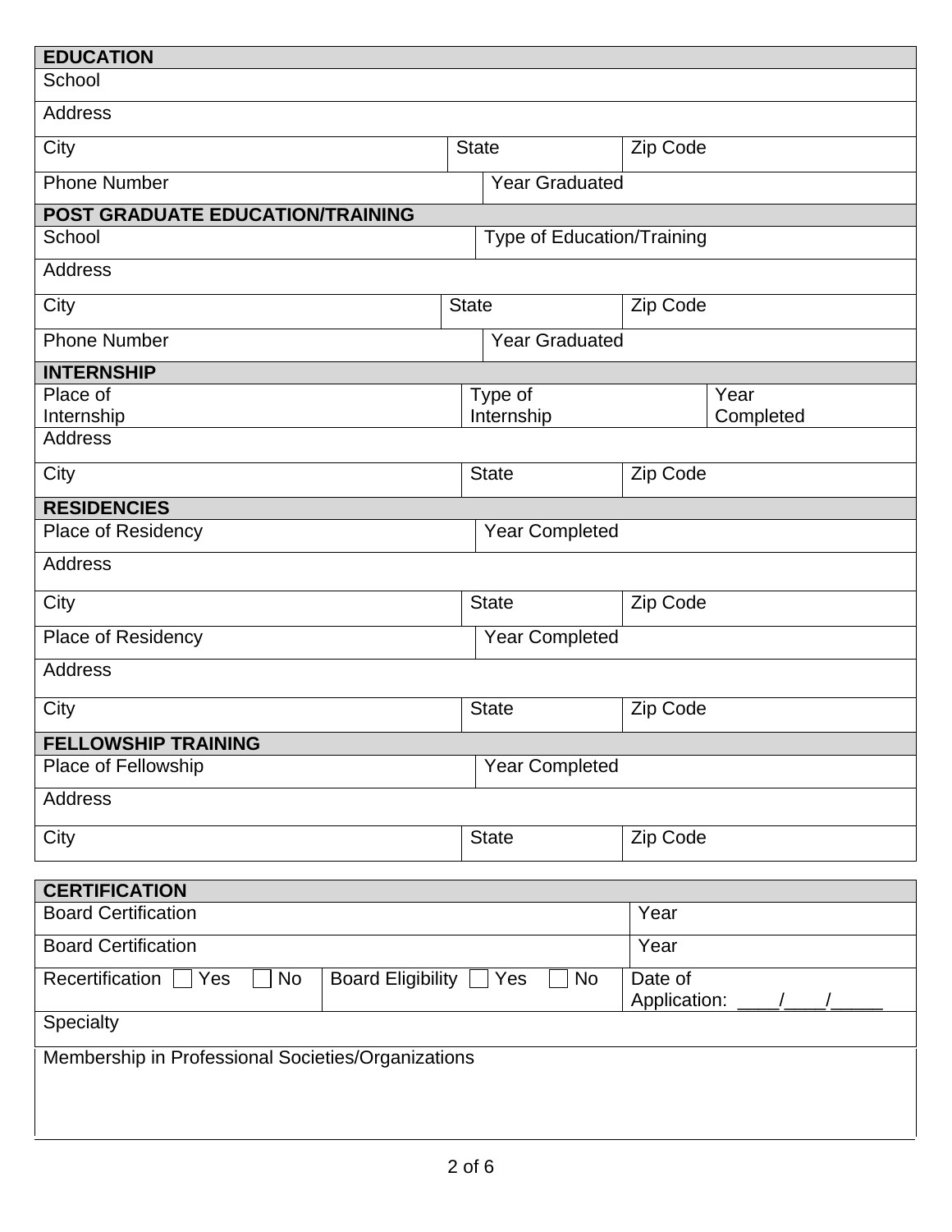## EDUCATION

| School | | |
|---|---|---|
| Address | | |
| City | State | Zip Code |
| Phone Number | Year Graduated | |

## POST GRADUATE EDUCATION/TRAINING

| School | Type of Education/Training | |
|---|---|---|
| Address | | |
| City | State | Zip Code |
| Phone Number | Year Graduated | |

## INTERNSHIP

| Place of Internship | Type of Internship | Year Completed |
|---|---|---|
| Address | | |
| City | State | Zip Code |

## RESIDENCIES

| Place of Residency | Year Completed | |
|---|---|---|
| Address | | |
| City | State | Zip Code |
| Place of Residency | Year Completed | |
| Address | | |
| City | State | Zip Code |

## FELLOWSHIP TRAINING

| Place of Fellowship | Year Completed | |
|---|---|---|
| Address | | |
| City | State | Zip Code |

## CERTIFICATION

| Board Certification | | Year |
|---|---|---|
| Board Certification | | Year |
| Recertification ☐ Yes ☐ No | Board Eligibility ☐ Yes ☐ No | Date of Application: ____/____/_____ |
| Specialty | | |
| Membership in Professional Societies/Organizations | | |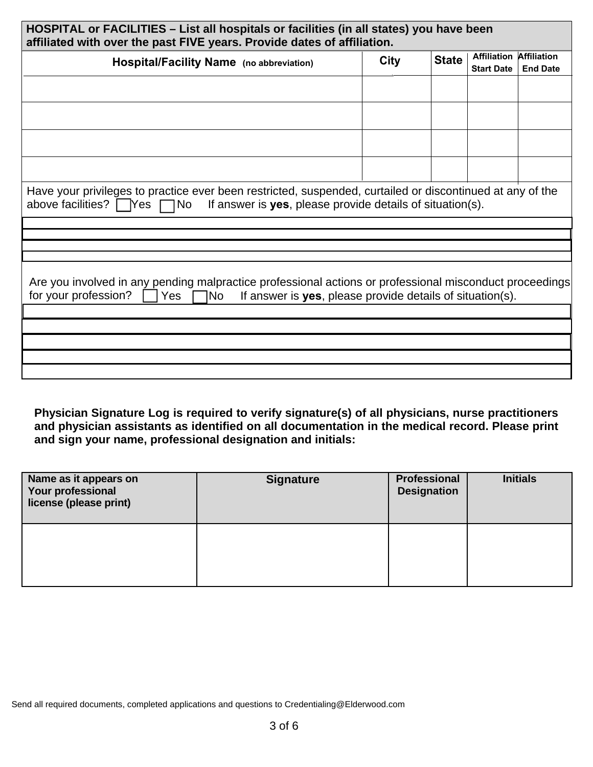| **HOSPITAL or FACILITIES – List all hospitals or facilities (in all states) you have been affiliated with over the past FIVE years. Provide dates of affiliation.** | | | | |
|---|---|---|---|---|
| **Hospital/Facility Name** (no abbreviation) | **City** | **State** | **Affiliation Start Date** | **Affiliation End Date** |
| | | | | |
| | | | | |
| | | | | |
| | | | | |

Have your privileges to practice ever been restricted, suspended, curtailed or discontinued at any of the above facilities? ☐ Yes ☐ No If answer is **yes**, please provide details of situation(s).

|  |
|---|
|  |
|  |
|  |

Are you involved in any pending malpractice professional actions or professional misconduct proceedings for your profession? ☐ Yes ☐ No If answer is **yes**, please provide details of situation(s).

|  |
|---|
|  |
|  |
|  |
|  |

**Physician Signature Log is required to verify signature(s) of all physicians, nurse practitioners and physician assistants as identified on all documentation in the medical record. Please print and sign your name, professional designation and initials:**

| **Name as it appears on Your professional license (please print)** | **Signature** | **Professional Designation** | **Initials** |
|---|---|---|---|
| | | | |

Send all required documents, completed applications and questions to Credentialing@Elderwood.com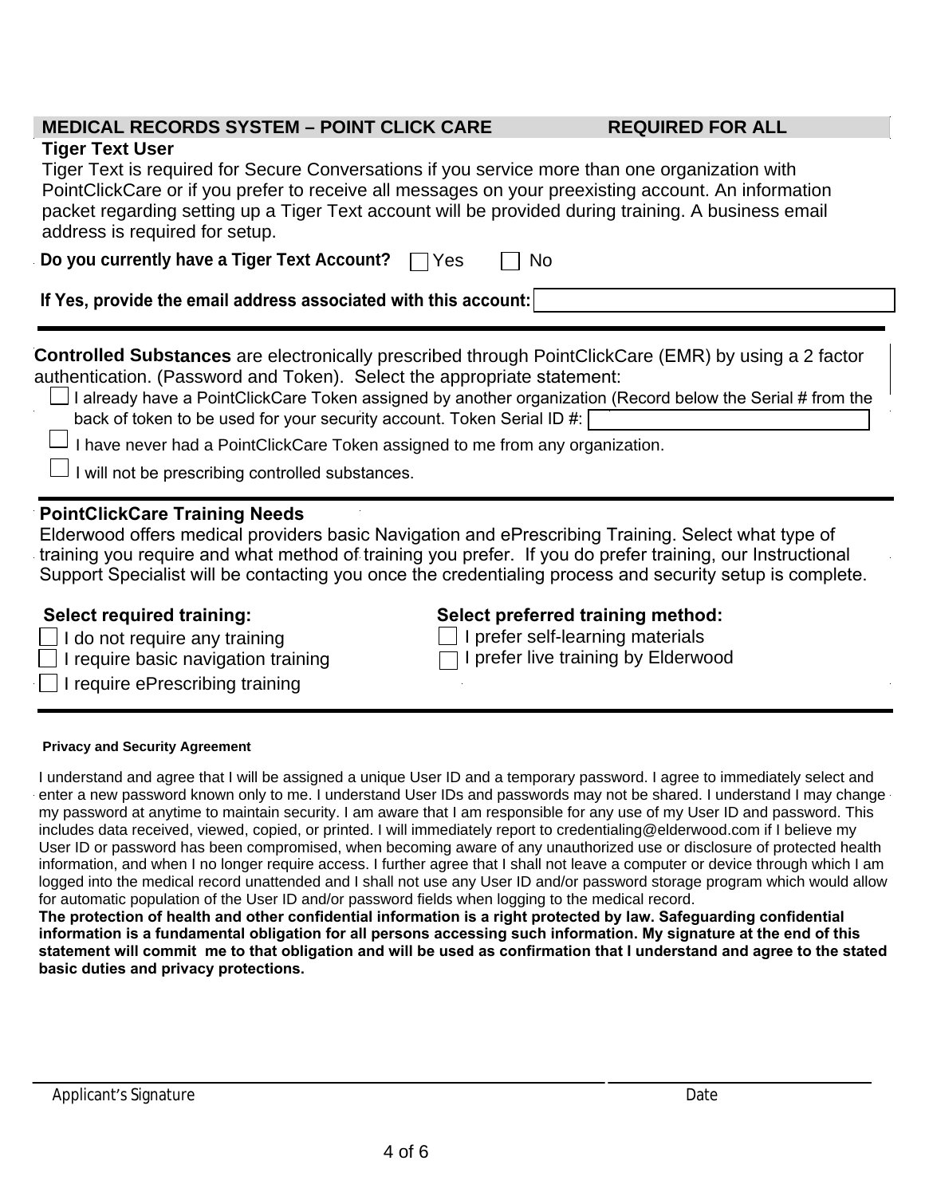## MEDICAL RECORDS SYSTEM – POINT CLICK CARE REQUIRED FOR ALL

**Tiger Text User**

Tiger Text is required for Secure Conversations if you service more than one organization with PointClickCare or if you prefer to receive all messages on your preexisting account. An information packet regarding setting up a Tiger Text account will be provided during training. A business email address is required for setup.

**Do you currently have a Tiger Text Account?** ☐ Yes ☐ No

**If Yes, provide the email address associated with this account:** ____________________

---

**Controlled Substances** are electronically prescribed through PointClickCare (EMR) by using a 2 factor authentication. (Password and Token). Select the appropriate statement:

☐ I already have a PointClickCare Token assigned by another organization (Record below the Serial # from the back of token to be used for your security account. Token Serial ID #: ____________________

☐ I have never had a PointClickCare Token assigned to me from any organization.

☐ I will not be prescribing controlled substances.

---

**PointClickCare Training Needs**

Elderwood offers medical providers basic Navigation and ePrescribing Training. Select what type of training you require and what method of training you prefer. If you do prefer training, our Instructional Support Specialist will be contacting you once the credentialing process and security setup is complete.

**Select required training:**

☐ I do not require any training
☐ I require basic navigation training
☐ I require ePrescribing training

**Select preferred training method:**

☐ I prefer self-learning materials
☐ I prefer live training by Elderwood

---

**Privacy and Security Agreement**

I understand and agree that I will be assigned a unique User ID and a temporary password. I agree to immediately select and enter a new password known only to me. I understand User IDs and passwords may not be shared. I understand I may change my password at anytime to maintain security. I am aware that I am responsible for any use of my User ID and password. This includes data received, viewed, copied, or printed. I will immediately report to credentialing@elderwood.com if I believe my User ID or password has been compromised, when becoming aware of any unauthorized use or disclosure of protected health information, and when I no longer require access. I further agree that I shall not leave a computer or device through which I am logged into the medical record unattended and I shall not use any User ID and/or password storage program which would allow for automatic population of the User ID and/or password fields when logging to the medical record.
**The protection of health and other confidential information is a right protected by law. Safeguarding confidential information is a fundamental obligation for all persons accessing such information. My signature at the end of this statement will commit me to that obligation and will be used as confirmation that I understand and agree to the stated basic duties and privacy protections.**

____________________________________________ ____________________
Applicant's Signature Date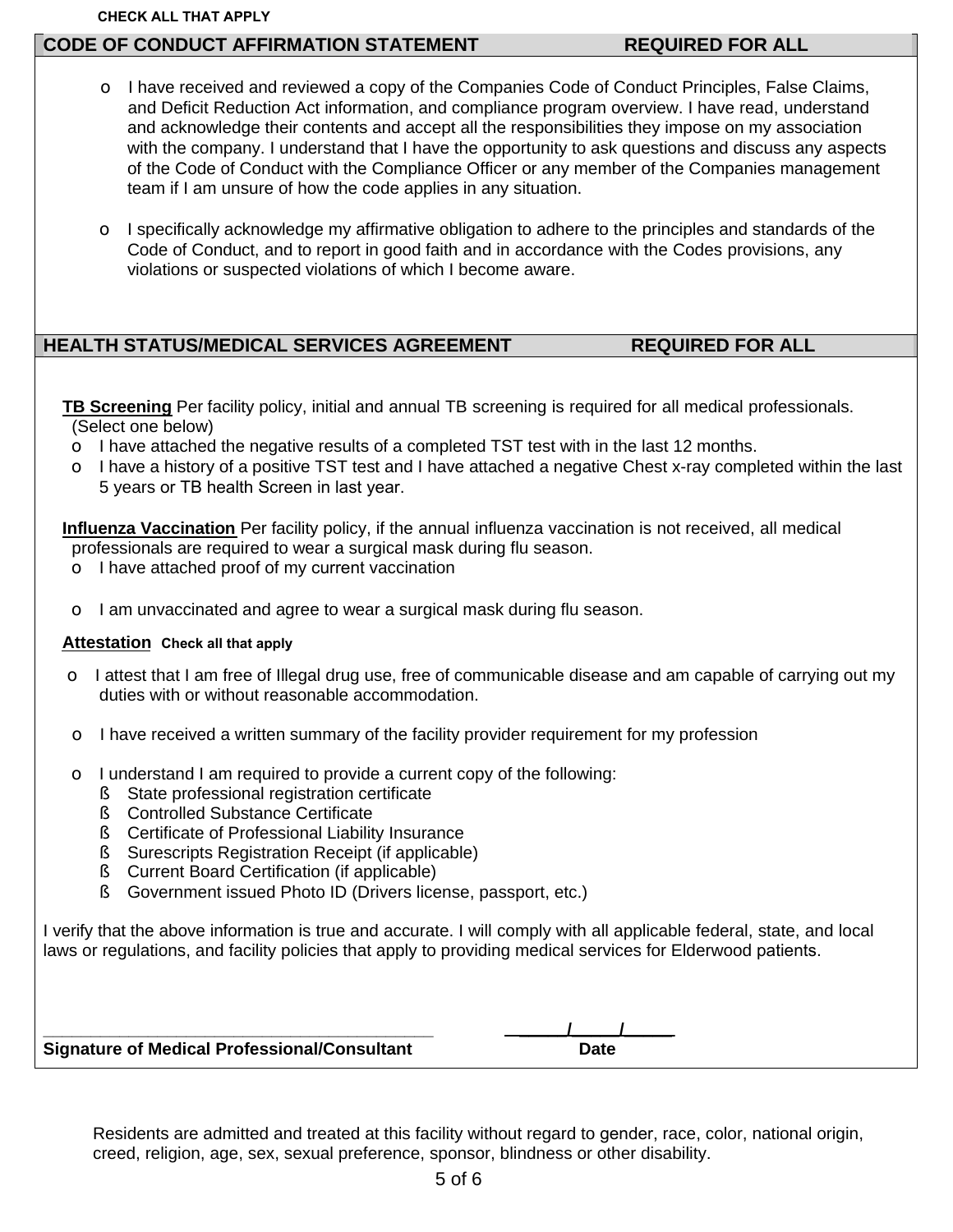**CHECK ALL THAT APPLY**

## CODE OF CONDUCT AFFIRMATION STATEMENT — REQUIRED FOR ALL

- o I have received and reviewed a copy of the Companies Code of Conduct Principles, False Claims, and Deficit Reduction Act information, and compliance program overview. I have read, understand and acknowledge their contents and accept all the responsibilities they impose on my association with the company. I understand that I have the opportunity to ask questions and discuss any aspects of the Code of Conduct with the Compliance Officer or any member of the Companies management team if I am unsure of how the code applies in any situation.

- o I specifically acknowledge my affirmative obligation to adhere to the principles and standards of the Code of Conduct, and to report in good faith and in accordance with the Codes provisions, any violations or suspected violations of which I become aware.

## HEALTH STATUS/MEDICAL SERVICES AGREEMENT — REQUIRED FOR ALL

**TB Screening** Per facility policy, initial and annual TB screening is required for all medical professionals. (Select one below)

- o I have attached the negative results of a completed TST test with in the last 12 months.
- o I have a history of a positive TST test and I have attached a negative Chest x-ray completed within the last 5 years or TB health Screen in last year.

**Influenza Vaccination** Per facility policy, if the annual influenza vaccination is not received, all medical professionals are required to wear a surgical mask during flu season.

- o I have attached proof of my current vaccination
- o I am unvaccinated and agree to wear a surgical mask during flu season.

**Attestation** Check all that apply

- o I attest that I am free of Illegal drug use, free of communicable disease and am capable of carrying out my duties with or without reasonable accommodation.
- o I have received a written summary of the facility provider requirement for my profession
- o I understand I am required to provide a current copy of the following:
  - State professional registration certificate
  - Controlled Substance Certificate
  - Certificate of Professional Liability Insurance
  - Surescripts Registration Receipt (if applicable)
  - Current Board Certification (if applicable)
  - Government issued Photo ID (Drivers license, passport, etc.)

I verify that the above information is true and accurate. I will comply with all applicable federal, state, and local laws or regulations, and facility policies that apply to providing medical services for Elderwood patients.

\_\_\_\_\_\_\_\_\_\_\_\_\_\_\_\_\_\_\_\_\_\_\_\_\_\_\_\_\_\_\_\_\_\_\_\_\_\_\_\_ &nbsp;&nbsp;&nbsp;&nbsp; \_\_\_\_\_/\_\_\_\_\_/\_\_\_\_\_

**Signature of Medical Professional/Consultant** &nbsp;&nbsp;&nbsp;&nbsp; **Date**

Residents are admitted and treated at this facility without regard to gender, race, color, national origin, creed, religion, age, sex, sexual preference, sponsor, blindness or other disability.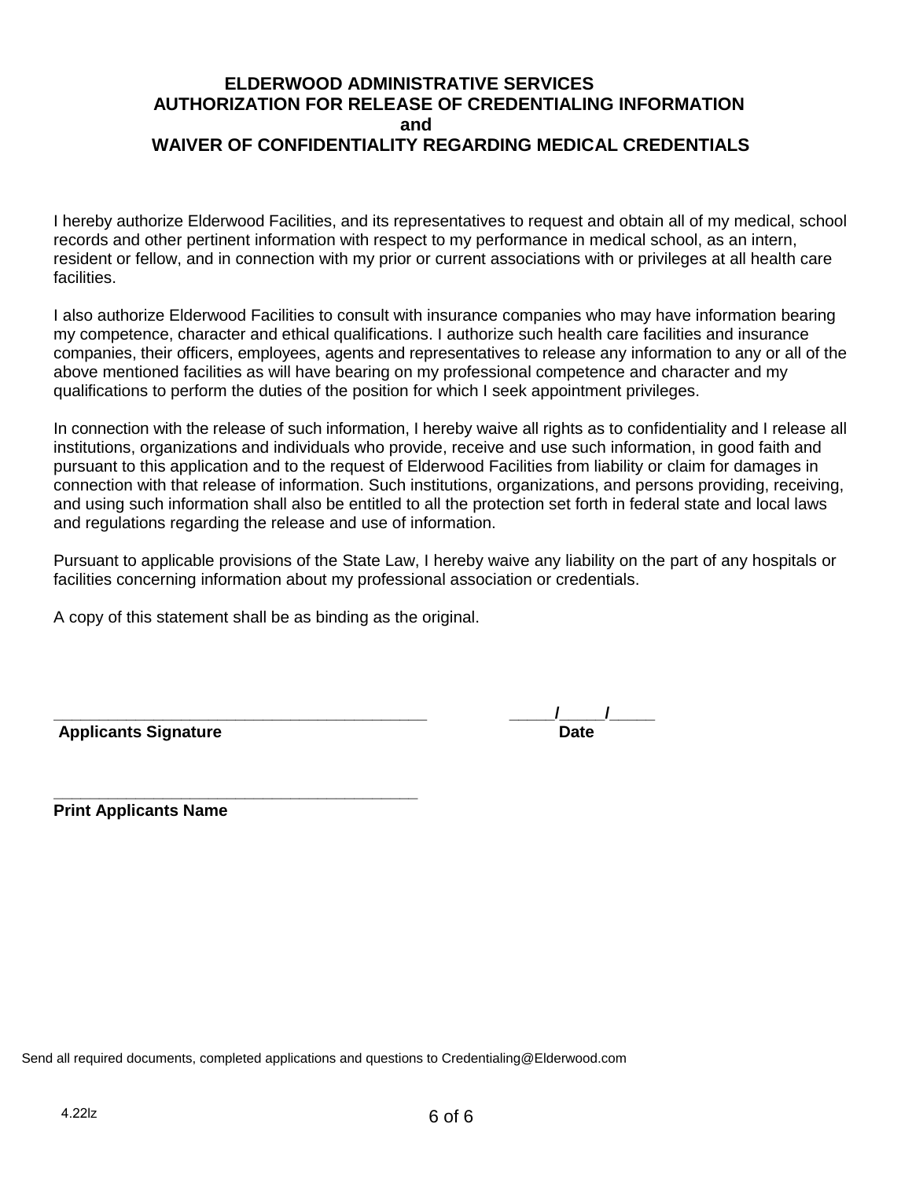# ELDERWOOD ADMINISTRATIVE SERVICES
## AUTHORIZATION FOR RELEASE OF CREDENTIALING INFORMATION
## and
## WAIVER OF CONFIDENTIALITY REGARDING MEDICAL CREDENTIALS

I hereby authorize Elderwood Facilities, and its representatives to request and obtain all of my medical, school records and other pertinent information with respect to my performance in medical school, as an intern, resident or fellow, and in connection with my prior or current associations with or privileges at all health care facilities.

I also authorize Elderwood Facilities to consult with insurance companies who may have information bearing my competence, character and ethical qualifications. I authorize such health care facilities and insurance companies, their officers, employees, agents and representatives to release any information to any or all of the above mentioned facilities as will have bearing on my professional competence and character and my qualifications to perform the duties of the position for which I seek appointment privileges.

In connection with the release of such information, I hereby waive all rights as to confidentiality and I release all institutions, organizations and individuals who provide, receive and use such information, in good faith and pursuant to this application and to the request of Elderwood Facilities from liability or claim for damages in connection with that release of information. Such institutions, organizations, and persons providing, receiving, and using such information shall also be entitled to all the protection set forth in federal state and local laws and regulations regarding the release and use of information.

Pursuant to applicable provisions of the State Law, I hereby waive any liability on the part of any hospitals or facilities concerning information about my professional association or credentials.

A copy of this statement shall be as binding as the original.

___________________________________________ _____/_____/_____

**Applicants Signature** **Date**

___________________________________________

**Print Applicants Name**

Send all required documents, completed applications and questions to Credentialing@Elderwood.com

4.22lz